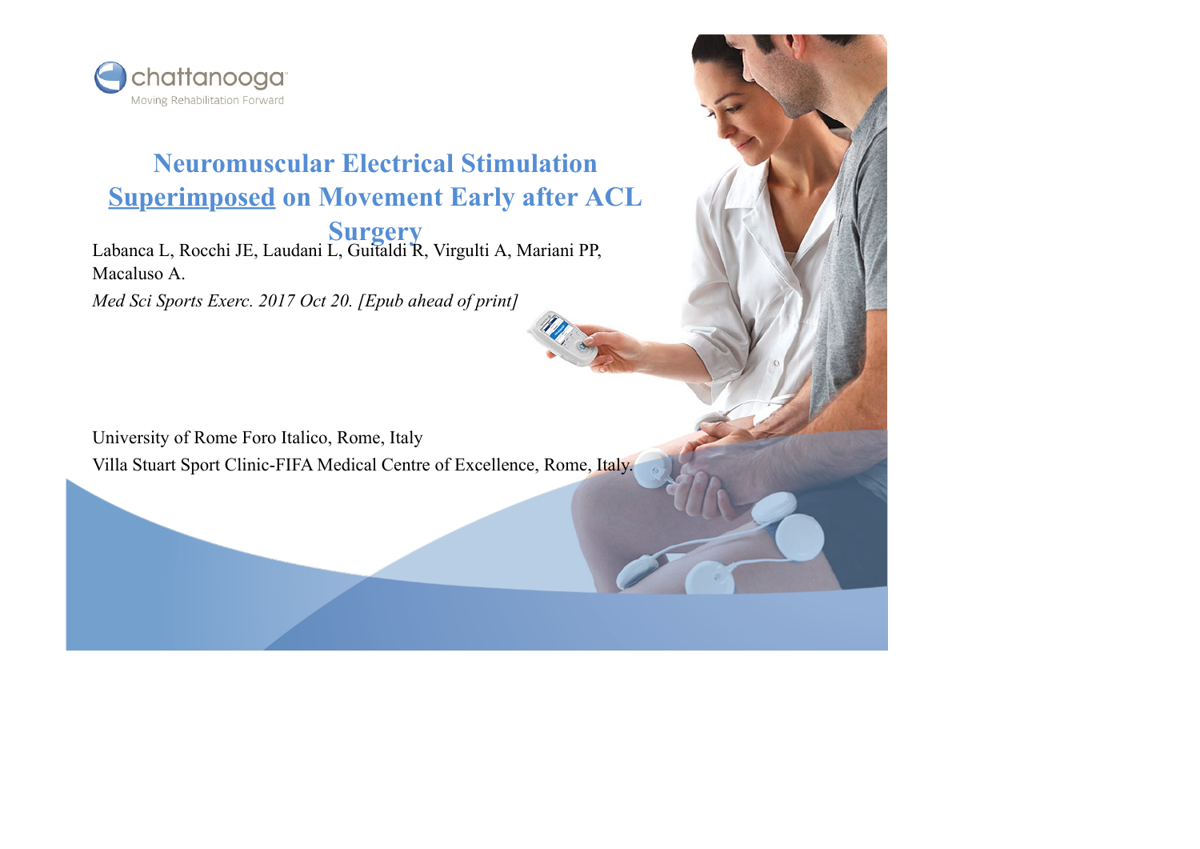chattanooga

Moving Rehabilitation Forward

# Neuromuscular Electrical Stimulation Superimposed on Movement Early after ACL Surgery

Labanca L, Rocchi JE, Laudani L, Guitaldi R, Virgulti A, Mariani PP, Macaluso A.

*Med Sci Sports Exerc. 2017 Oct 20. [Epub ahead of print]*

University of Rome Foro Italico, Rome, Italy

Villa Stuart Sport Clinic-FIFA Medical Centre of Excellence, Rome, Italy.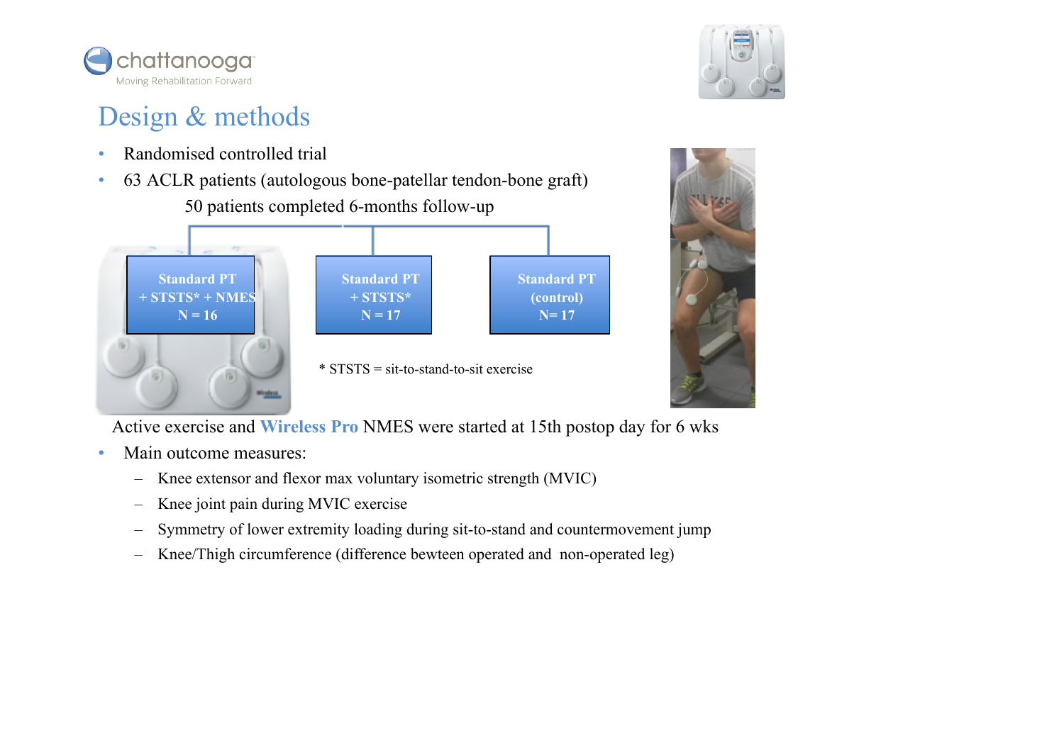# Design & methods

- Randomised controlled trial
- 63 ACLR patients (autologous bone-patellar tendon-bone graft)

  50 patients completed 6-months follow-up

| Standard PT + STSTS* + NMES N = 16 | Standard PT + STSTS* N = 17 | Standard PT (control) N= 17 |
|---|---|---|

\* STSTS = sit-to-stand-to-sit exercise

Active exercise and **Wireless Pro** NMES were started at 15th postop day for 6 wks

- Main outcome measures:
  - Knee extensor and flexor max voluntary isometric strength (MVIC)
  - Knee joint pain during MVIC exercise
  - Symmetry of lower extremity loading during sit-to-stand and countermovement jump
  - Knee/Thigh circumference (difference bewteen operated and non-operated leg)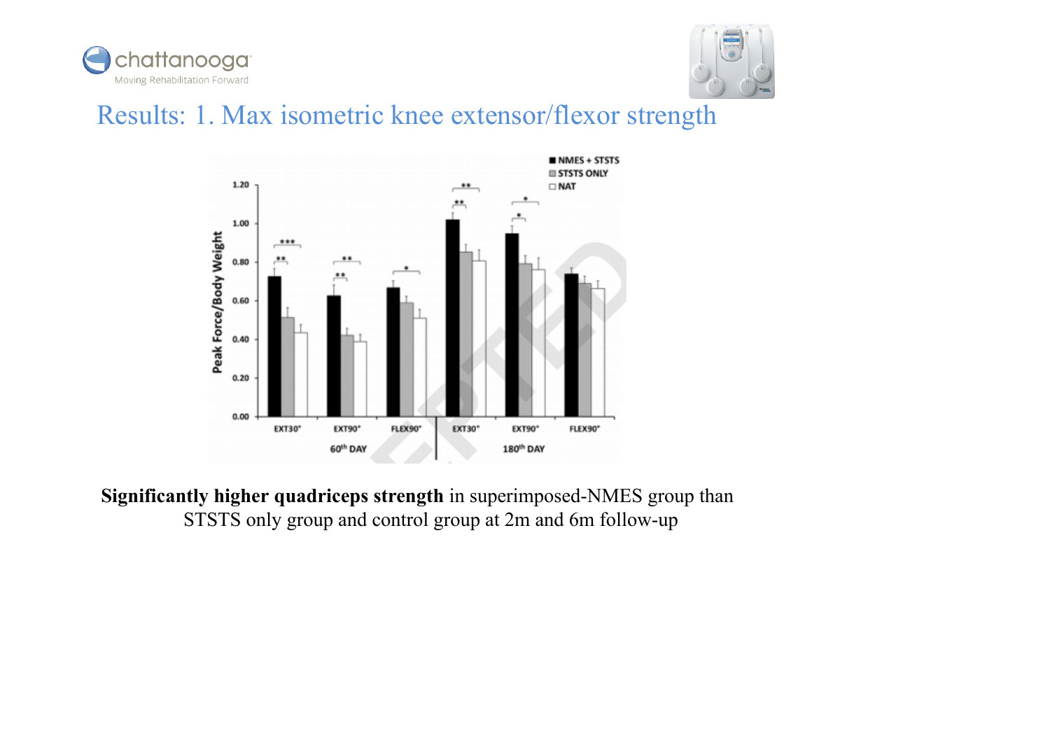# Results: 1. Max isometric knee extensor/flexor strength

**Significantly higher quadriceps strength** in superimposed-NMES group than STSTS only group and control group at 2m and 6m follow-up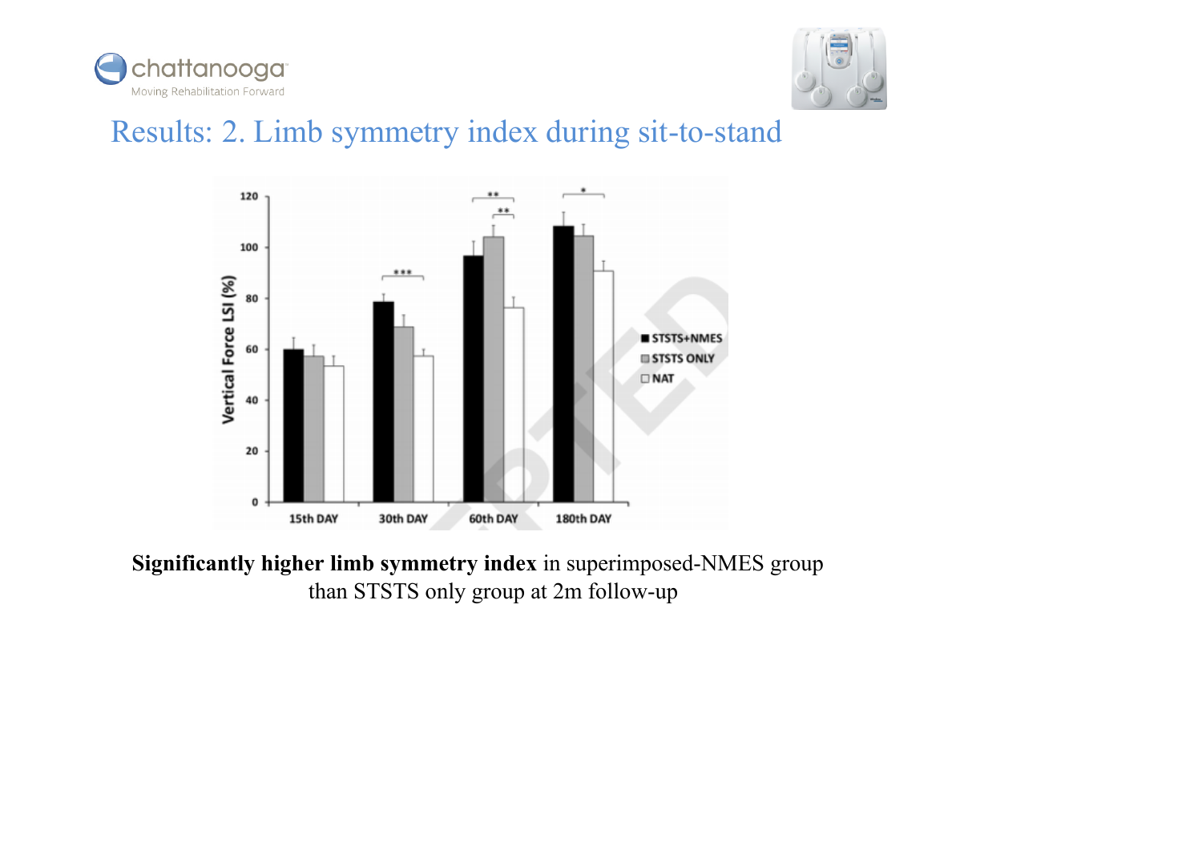# Results: 2. Limb symmetry index during sit-to-stand

**Significantly higher limb symmetry index** in superimposed-NMES group than STSTS only group at 2m follow-up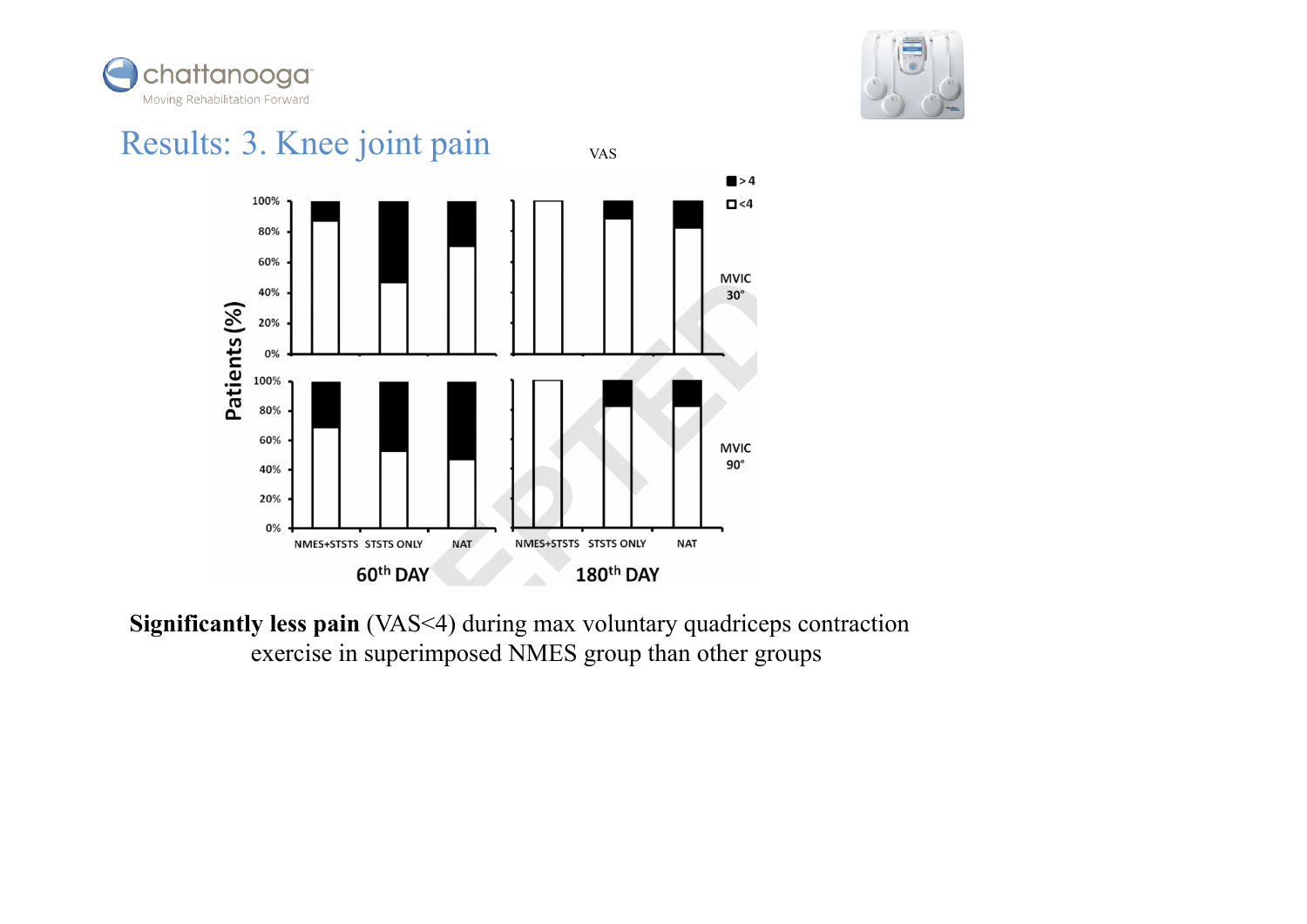# Results: 3. Knee joint pain

VAS

■ > 4
□ <4

Patients (%)

MVIC 30°

MVIC 90°

NMES+STSTS | STSTS ONLY | NAT | NMES+STSTS | STSTS ONLY | NAT

60th DAY | 180th DAY

**Significantly less pain** (VAS<4) during max voluntary quadriceps contraction exercise in superimposed NMES group than other groups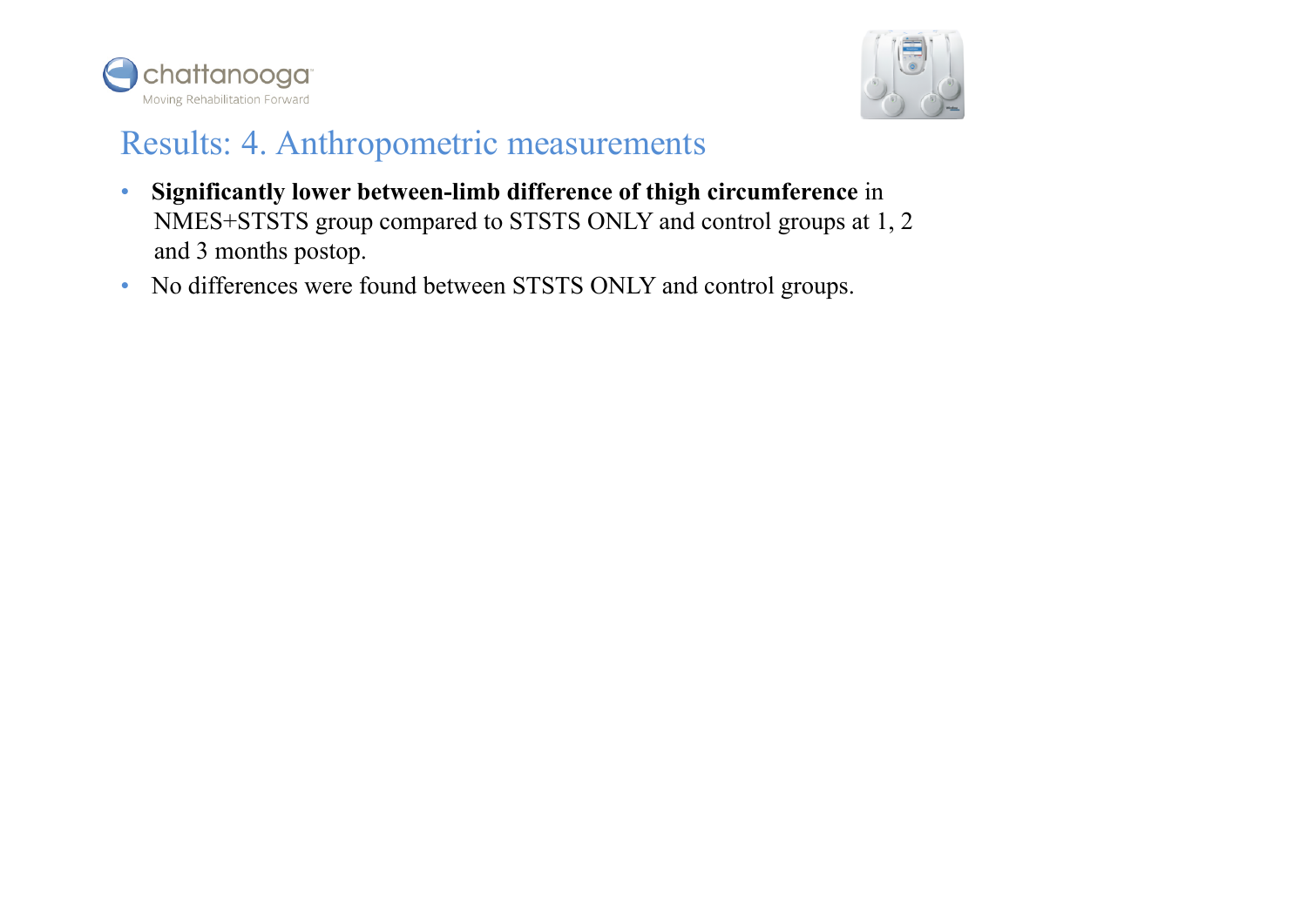# Results: 4. Anthropometric measurements

- **Significantly lower between-limb difference of thigh circumference** in NMES+STSTS group compared to STSTS ONLY and control groups at 1, 2 and 3 months postop.
- No differences were found between STSTS ONLY and control groups.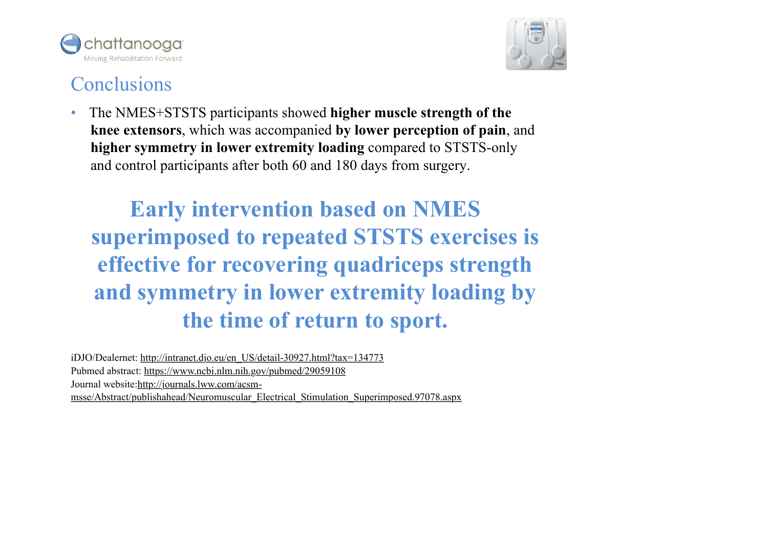## Conclusions

- The NMES+STSTS participants showed **higher muscle strength of the knee extensors**, which was accompanied **by lower perception of pain**, and **higher symmetry in lower extremity loading** compared to STSTS-only and control participants after both 60 and 180 days from surgery.

**Early intervention based on NMES superimposed to repeated STSTS exercises is effective for recovering quadriceps strength and symmetry in lower extremity loading by the time of return to sport.**

iDJO/Dealernet: http://intranet.djo.eu/en_US/detail-30927.html?tax=134773
Pubmed abstract: https://www.ncbi.nlm.nih.gov/pubmed/29059108
Journal website: http://journals.lww.com/acsm-msse/Abstract/publishahead/Neuromuscular_Electrical_Stimulation_Superimposed.97078.aspx